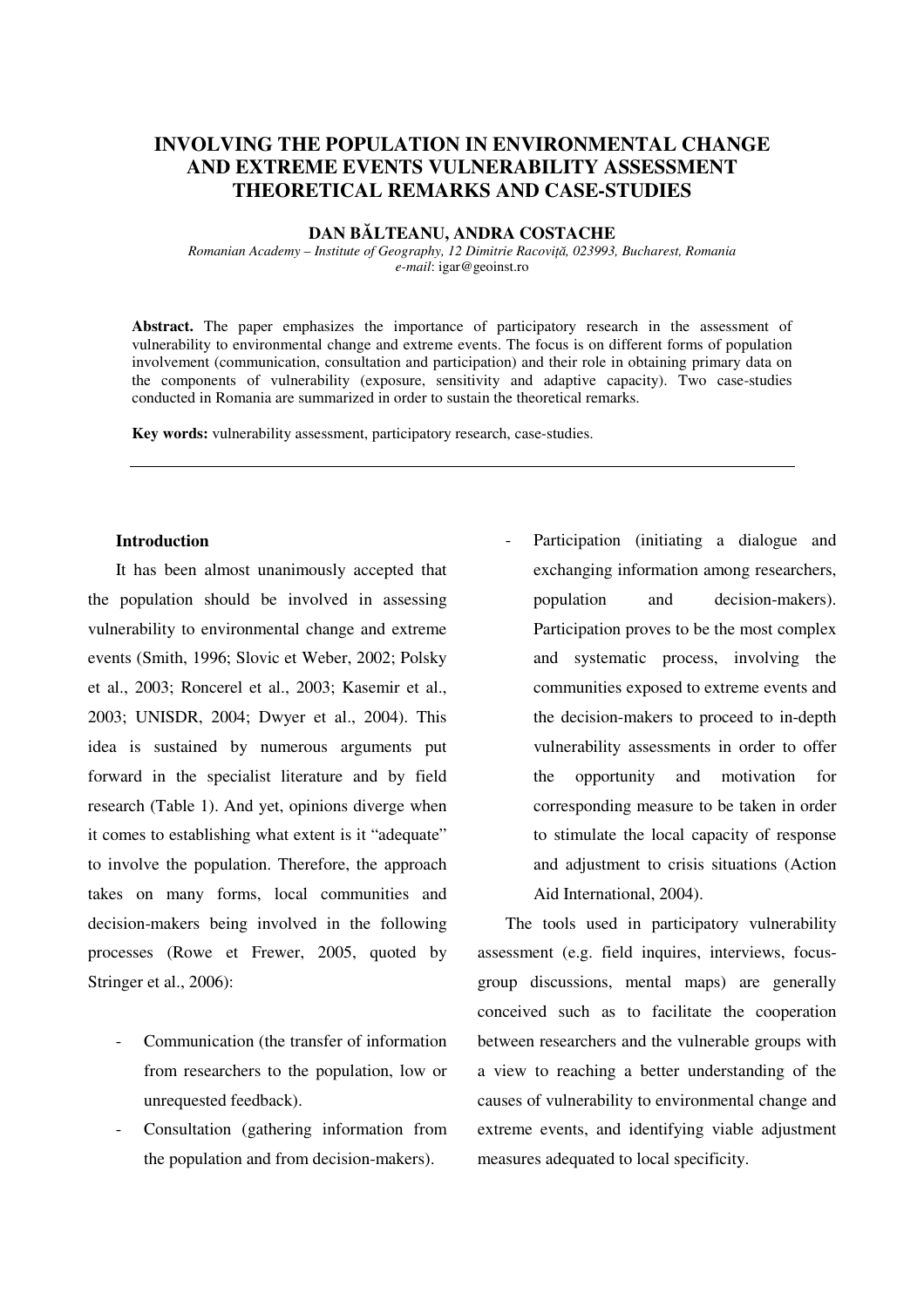# INVOLVING THE POPULATION IN ENVIRONMENTAL CHANGE AND EXTREME EVENTS VULNERABILITY ASSESSMENT THEORETICAL REMARKS AND CASE-STUDIES

**DAN BĂLTEANU, ANDRA COSTACHE**

*Romanian Academy – Institute of Geography, 12 Dimitrie Racoviță, 023993, Bucharest, Romania*
*e-mail*: igar@geoinst.ro

**Abstract.** The paper emphasizes the importance of participatory research in the assessment of vulnerability to environmental change and extreme events. The focus is on different forms of population involvement (communication, consultation and participation) and their role in obtaining primary data on the components of vulnerability (exposure, sensitivity and adaptive capacity). Two case-studies conducted in Romania are summarized in order to sustain the theoretical remarks.

**Key words:** vulnerability assessment, participatory research, case-studies.

## Introduction

It has been almost unanimously accepted that the population should be involved in assessing vulnerability to environmental change and extreme events (Smith, 1996; Slovic et Weber, 2002; Polsky et al., 2003; Roncerel et al., 2003; Kasemir et al., 2003; UNISDR, 2004; Dwyer et al., 2004). This idea is sustained by numerous arguments put forward in the specialist literature and by field research (Table 1). And yet, opinions diverge when it comes to establishing what extent is it "adequate" to involve the population. Therefore, the approach takes on many forms, local communities and decision-makers being involved in the following processes (Rowe et Frewer, 2005, quoted by Stringer et al., 2006):

- Communication (the transfer of information from researchers to the population, low or unrequested feedback).
- Consultation (gathering information from the population and from decision-makers).
- Participation (initiating a dialogue and exchanging information among researchers, population and decision-makers). Participation proves to be the most complex and systematic process, involving the communities exposed to extreme events and the decision-makers to proceed to in-depth vulnerability assessments in order to offer the opportunity and motivation for corresponding measure to be taken in order to stimulate the local capacity of response and adjustment to crisis situations (Action Aid International, 2004).

The tools used in participatory vulnerability assessment (e.g. field inquires, interviews, focus-group discussions, mental maps) are generally conceived such as to facilitate the cooperation between researchers and the vulnerable groups with a view to reaching a better understanding of the causes of vulnerability to environmental change and extreme events, and identifying viable adjustment measures adequated to local specificity.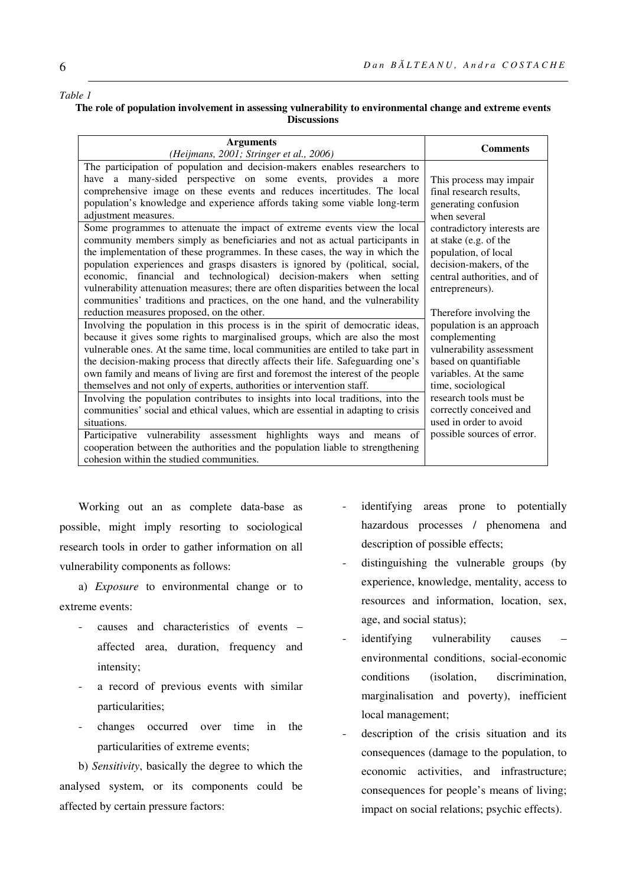*Table 1*

**The role of population involvement in assessing vulnerability to environmental change and extreme events Discussions**

| **Arguments** *(Heijmans, 2001; Stringer et al., 2006)* | **Comments** |
|---|---|
| The participation of population and decision-makers enables researchers to have a many-sided perspective on some events, provides a more comprehensive image on these events and reduces incertitudes. The local population's knowledge and experience affords taking some viable long-term adjustment measures. | This process may impair final research results, generating confusion when several contradictory interests are at stake (e.g. of the population, of local decision-makers, of the central authorities, and of entrepreneurs). Therefore involving the population is an approach complementing vulnerability assessment based on quantifiable variables. At the same time, sociological research tools must be correctly conceived and used in order to avoid possible sources of error. |
| Some programmes to attenuate the impact of extreme events view the local community members simply as beneficiaries and not as actual participants in the implementation of these programmes. In these cases, the way in which the population experiences and grasps disasters is ignored by (political, social, economic, financial and technological) decision-makers when setting vulnerability attenuation measures; there are often disparities between the local communities' traditions and practices, on the one hand, and the vulnerability reduction measures proposed, on the other. | |
| Involving the population in this process is in the spirit of democratic ideas, because it gives some rights to marginalised groups, which are also the most vulnerable ones. At the same time, local communities are entiled to take part in the decision-making process that directly affects their life. Safeguarding one's own family and means of living are first and foremost the interest of the people themselves and not only of experts, authorities or intervention staff. | |
| Involving the population contributes to insights into local traditions, into the communities' social and ethical values, which are essential in adapting to crisis situations. | |
| Participative vulnerability assessment highlights ways and means of cooperation between the authorities and the population liable to strengthening cohesion within the studied communities. | |

Working out an as complete data-base as possible, might imply resorting to sociological research tools in order to gather information on all vulnerability components as follows:

a) *Exposure* to environmental change or to extreme events:

- causes and characteristics of events – affected area, duration, frequency and intensity;
- a record of previous events with similar particularities;
- changes occurred over time in the particularities of extreme events;

b) *Sensitivity*, basically the degree to which the analysed system, or its components could be affected by certain pressure factors:

- identifying areas prone to potentially hazardous processes / phenomena and description of possible effects;
- distinguishing the vulnerable groups (by experience, knowledge, mentality, access to resources and information, location, sex, age, and social status);
- identifying vulnerability causes – environmental conditions, social-economic conditions (isolation, discrimination, marginalisation and poverty), inefficient local management;
- description of the crisis situation and its consequences (damage to the population, to economic activities, and infrastructure; consequences for people's means of living; impact on social relations; psychic effects).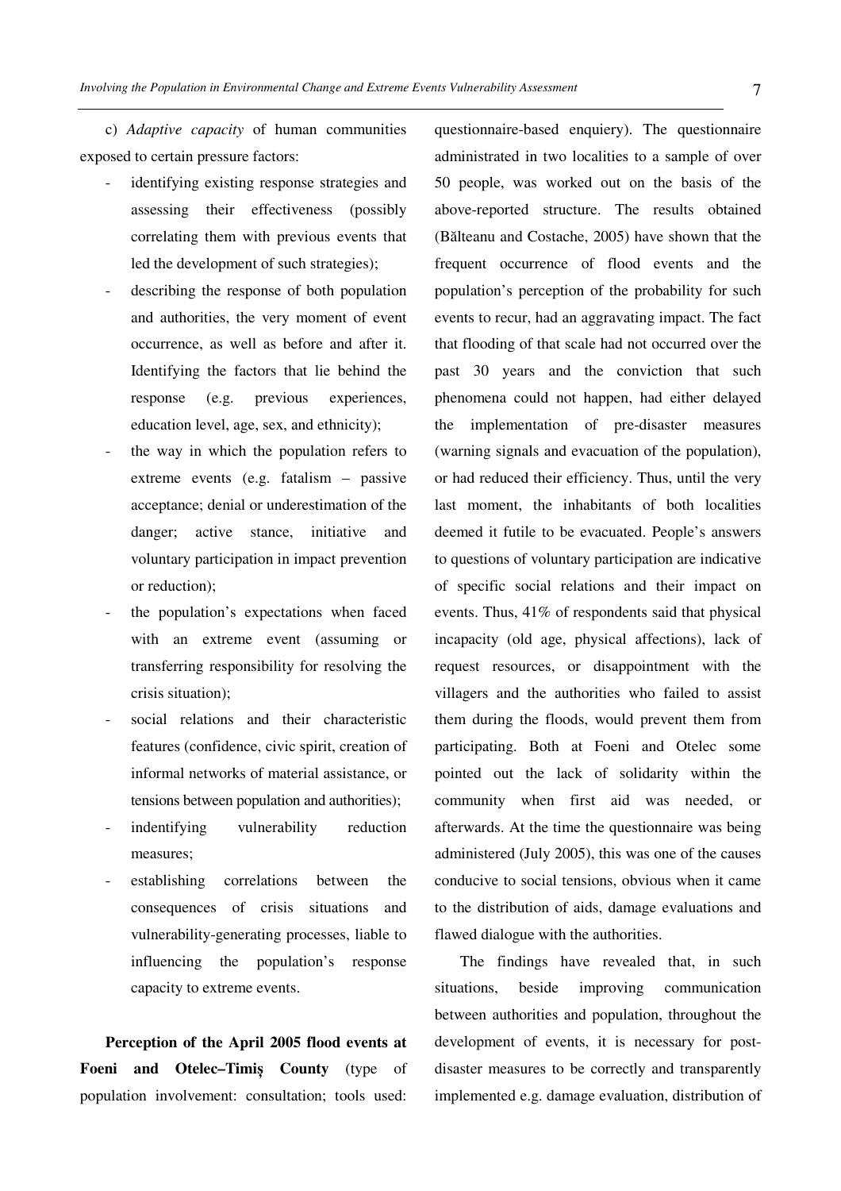c) *Adaptive capacity* of human communities exposed to certain pressure factors:

- identifying existing response strategies and assessing their effectiveness (possibly correlating them with previous events that led the development of such strategies);
- describing the response of both population and authorities, the very moment of event occurrence, as well as before and after it. Identifying the factors that lie behind the response (e.g. previous experiences, education level, age, sex, and ethnicity);
- the way in which the population refers to extreme events (e.g. fatalism – passive acceptance; denial or underestimation of the danger; active stance, initiative and voluntary participation in impact prevention or reduction);
- the population's expectations when faced with an extreme event (assuming or transferring responsibility for resolving the crisis situation);
- social relations and their characteristic features (confidence, civic spirit, creation of informal networks of material assistance, or tensions between population and authorities);
- indentifying vulnerability reduction measures;
- establishing correlations between the consequences of crisis situations and vulnerability-generating processes, liable to influencing the population's response capacity to extreme events.

**Perception of the April 2005 flood events at Foeni and Otelec–Timiş County** (type of population involvement: consultation; tools used: questionnaire-based enquiery). The questionnaire administrated in two localities to a sample of over 50 people, was worked out on the basis of the above-reported structure. The results obtained (Bălteanu and Costache, 2005) have shown that the frequent occurrence of flood events and the population's perception of the probability for such events to recur, had an aggravating impact. The fact that flooding of that scale had not occurred over the past 30 years and the conviction that such phenomena could not happen, had either delayed the implementation of pre-disaster measures (warning signals and evacuation of the population), or had reduced their efficiency. Thus, until the very last moment, the inhabitants of both localities deemed it futile to be evacuated. People's answers to questions of voluntary participation are indicative of specific social relations and their impact on events. Thus, 41% of respondents said that physical incapacity (old age, physical affections), lack of request resources, or disappointment with the villagers and the authorities who failed to assist them during the floods, would prevent them from participating. Both at Foeni and Otelec some pointed out the lack of solidarity within the community when first aid was needed, or afterwards. At the time the questionnaire was being administered (July 2005), this was one of the causes conducive to social tensions, obvious when it came to the distribution of aids, damage evaluations and flawed dialogue with the authorities.

The findings have revealed that, in such situations, beside improving communication between authorities and population, throughout the development of events, it is necessary for post-disaster measures to be correctly and transparently implemented e.g. damage evaluation, distribution of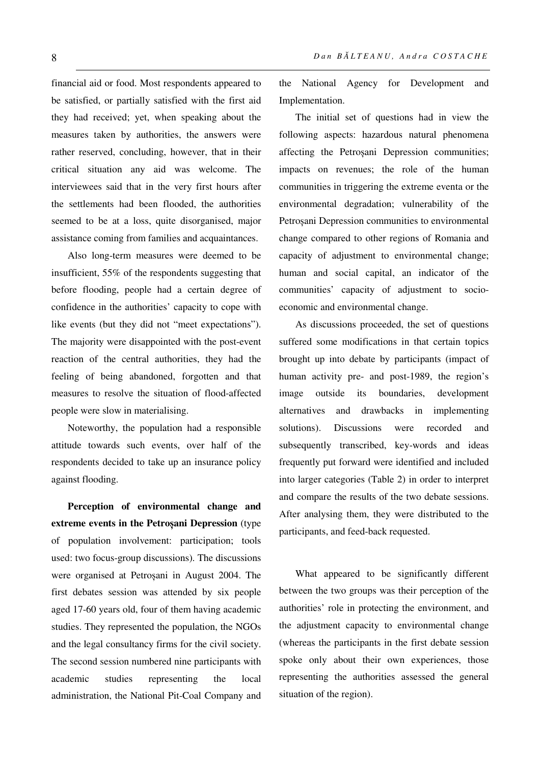financial aid or food. Most respondents appeared to be satisfied, or partially satisfied with the first aid they had received; yet, when speaking about the measures taken by authorities, the answers were rather reserved, concluding, however, that in their critical situation any aid was welcome. The interviewees said that in the very first hours after the settlements had been flooded, the authorities seemed to be at a loss, quite disorganised, major assistance coming from families and acquaintances.

Also long-term measures were deemed to be insufficient, 55% of the respondents suggesting that before flooding, people had a certain degree of confidence in the authorities' capacity to cope with like events (but they did not "meet expectations"). The majority were disappointed with the post-event reaction of the central authorities, they had the feeling of being abandoned, forgotten and that measures to resolve the situation of flood-affected people were slow in materialising.

Noteworthy, the population had a responsible attitude towards such events, over half of the respondents decided to take up an insurance policy against flooding.

**Perception of environmental change and extreme events in the Petroșani Depression** (type of population involvement: participation; tools used: two focus-group discussions). The discussions were organised at Petroșani in August 2004. The first debates session was attended by six people aged 17-60 years old, four of them having academic studies. They represented the population, the NGOs and the legal consultancy firms for the civil society. The second session numbered nine participants with academic studies representing the local administration, the National Pit-Coal Company and the National Agency for Development and Implementation.

The initial set of questions had in view the following aspects: hazardous natural phenomena affecting the Petroșani Depression communities; impacts on revenues; the role of the human communities in triggering the extreme eventa or the environmental degradation; vulnerability of the Petroșani Depression communities to environmental change compared to other regions of Romania and capacity of adjustment to environmental change; human and social capital, an indicator of the communities' capacity of adjustment to socio-economic and environmental change.

As discussions proceeded, the set of questions suffered some modifications in that certain topics brought up into debate by participants (impact of human activity pre- and post-1989, the region's image outside its boundaries, development alternatives and drawbacks in implementing solutions). Discussions were recorded and subsequently transcribed, key-words and ideas frequently put forward were identified and included into larger categories (Table 2) in order to interpret and compare the results of the two debate sessions. After analysing them, they were distributed to the participants, and feed-back requested.

What appeared to be significantly different between the two groups was their perception of the authorities' role in protecting the environment, and the adjustment capacity to environmental change (whereas the participants in the first debate session spoke only about their own experiences, those representing the authorities assessed the general situation of the region).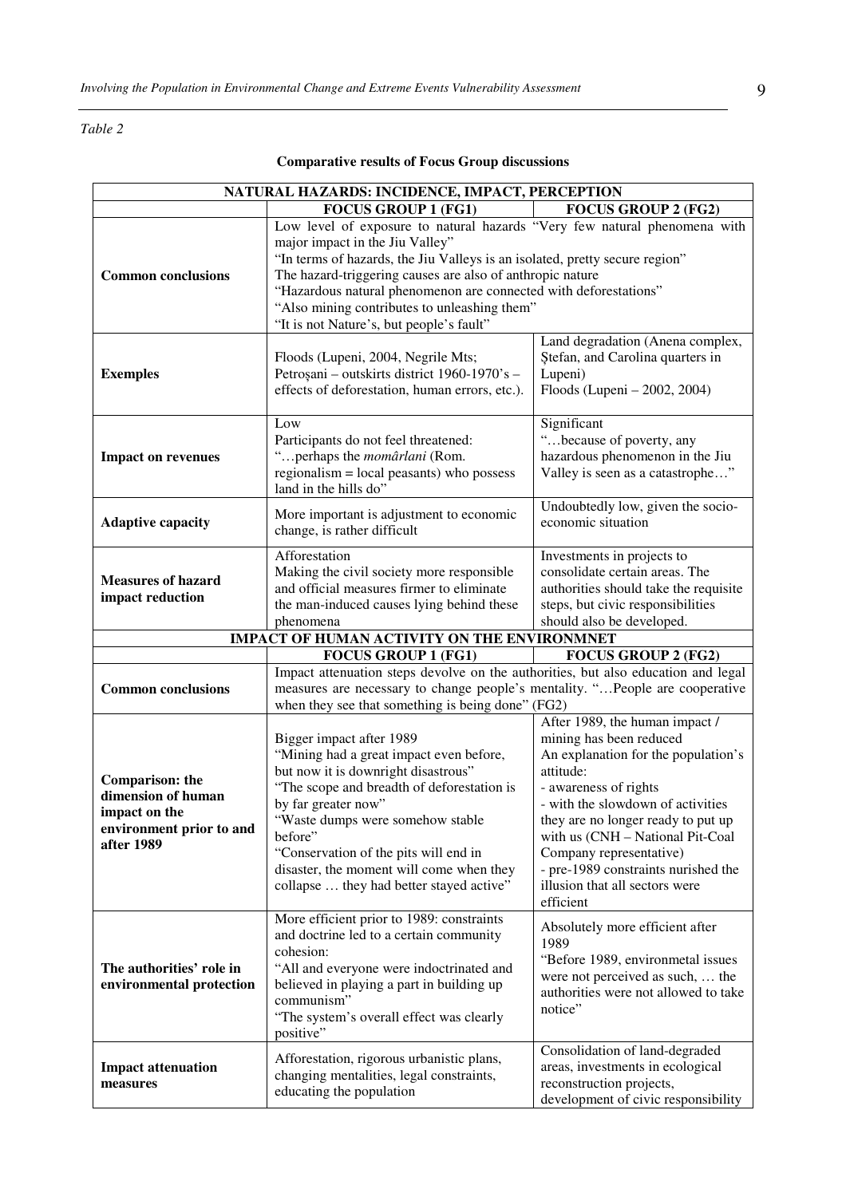*Table 2*

**Comparative results of Focus Group discussions**

| NATURAL HAZARDS: INCIDENCE, IMPACT, PERCEPTION | | |
|---|---|---|
| | **FOCUS GROUP 1 (FG1)** | **FOCUS GROUP 2 (FG2)** |
| **Common conclusions** | Low level of exposure to natural hazards "Very few natural phenomena with major impact in the Jiu Valley" "In terms of hazards, the Jiu Valleys is an isolated, pretty secure region" The hazard-triggering causes are also of anthropic nature "Hazardous natural phenomenon are connected with deforestations" "Also mining contributes to unleashing them" "It is not Nature's, but people's fault" | |
| **Exemples** | Floods (Lupeni, 2004, Negrile Mts; Petroșani – outskirts district 1960-1970's – effects of deforestation, human errors, etc.). | Land degradation (Anena complex, Ștefan, and Carolina quarters in Lupeni) Floods (Lupeni – 2002, 2004) |
| **Impact on revenues** | Low Participants do not feel threatened: "…perhaps the *momârlani* (Rom. regionalism = local peasants) who possess land in the hills do" | Significant "…because of poverty, any hazardous phenomenon in the Jiu Valley is seen as a catastrophe…" |
| **Adaptive capacity** | More important is adjustment to economic change, is rather difficult | Undoubtedly low, given the socio-economic situation |
| **Measures of hazard impact reduction** | Afforestation Making the civil society more responsible and official measures firmer to eliminate the man-induced causes lying behind these phenomena | Investments in projects to consolidate certain areas. The authorities should take the requisite steps, but civic responsibilities should also be developed. |
| **IMPACT OF HUMAN ACTIVITY ON THE ENVIRONMNET** | | |
| | **FOCUS GROUP 1 (FG1)** | **FOCUS GROUP 2 (FG2)** |
| **Common conclusions** | Impact attenuation steps devolve on the authorities, but also education and legal measures are necessary to change people's mentality. "…People are cooperative when they see that something is being done" (FG2) | |
| **Comparison: the dimension of human impact on the environment prior to and after 1989** | Bigger impact after 1989 "Mining had a great impact even before, but now it is downright disastrous" "The scope and breadth of deforestation is by far greater now" "Waste dumps were somehow stable before" "Conservation of the pits will end in disaster, the moment will come when they collapse … they had better stayed active" | After 1989, the human impact / mining has been reduced An explanation for the population's attitude: - awareness of rights - with the slowdown of activities they are no longer ready to put up with us (CNH – National Pit-Coal Company representative) - pre-1989 constraints nurished the illusion that all sectors were efficient |
| **The authorities' role in environmental protection** | More efficient prior to 1989: constraints and doctrine led to a certain community cohesion: "All and everyone were indoctrinated and believed in playing a part in building up communism" "The system's overall effect was clearly positive" | Absolutely more efficient after 1989 "Before 1989, environmetal issues were not perceived as such, … the authorities were not allowed to take notice" |
| **Impact attenuation measures** | Afforestation, rigorous urbanistic plans, changing mentalities, legal constraints, educating the population | Consolidation of land-degraded areas, investments in ecological reconstruction projects, development of civic responsibility |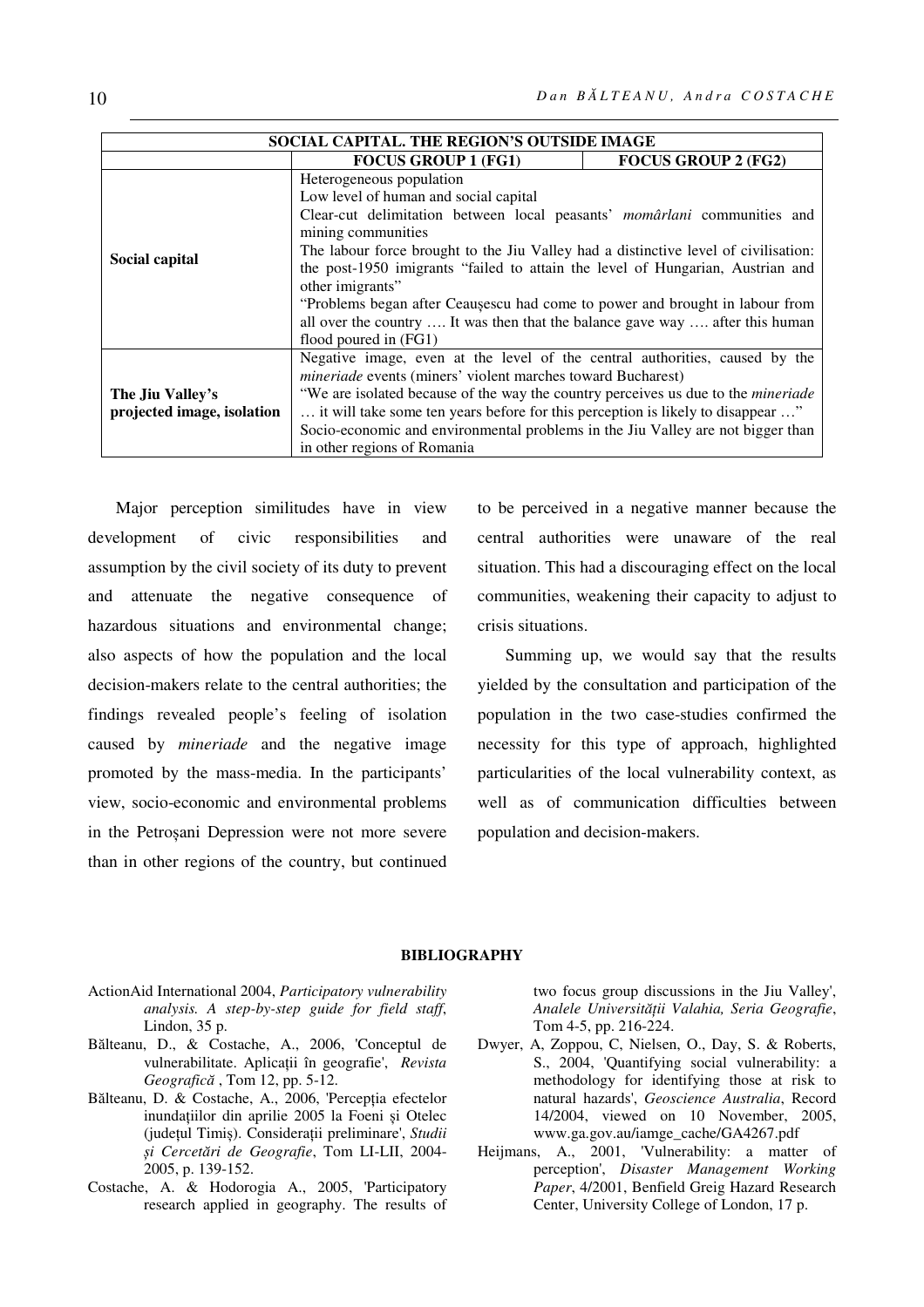| SOCIAL CAPITAL. THE REGION'S OUTSIDE IMAGE | | |
|---|---|---|
| | **FOCUS GROUP 1 (FG1)** | **FOCUS GROUP 2 (FG2)** |
| **Social capital** | Heterogeneous population<br>Low level of human and social capital<br>Clear-cut delimitation between local peasants' *momârlani* communities and mining communities<br>The labour force brought to the Jiu Valley had a distinctive level of civilisation: the post-1950 imigrants "failed to attain the level of Hungarian, Austrian and other imigrants"<br>"Problems began after Ceaușescu had come to power and brought in labour from all over the country …. It was then that the balance gave way …. after this human flood poured in (FG1) | |
| **The Jiu Valley's projected image, isolation** | Negative image, even at the level of the central authorities, caused by the *mineriade* events (miners' violent marches toward Bucharest)<br>"We are isolated because of the way the country perceives us due to the *mineriade* … it will take some ten years before for this perception is likely to disappear …"<br>Socio-economic and environmental problems in the Jiu Valley are not bigger than in other regions of Romania | |

Major perception similitudes have in view development of civic responsibilities and assumption by the civil society of its duty to prevent and attenuate the negative consequence of hazardous situations and environmental change; also aspects of how the population and the local decision-makers relate to the central authorities; the findings revealed people's feeling of isolation caused by *mineriade* and the negative image promoted by the mass-media. In the participants' view, socio-economic and environmental problems in the Petroșani Depression were not more severe than in other regions of the country, but continued to be perceived in a negative manner because the central authorities were unaware of the real situation. This had a discouraging effect on the local communities, weakening their capacity to adjust to crisis situations.

Summing up, we would say that the results yielded by the consultation and participation of the population in the two case-studies confirmed the necessity for this type of approach, highlighted particularities of the local vulnerability context, as well as of communication difficulties between population and decision-makers.

## BIBLIOGRAPHY

ActionAid International 2004, *Participatory vulnerability analysis. A step-by-step guide for field staff*, Lindon, 35 p.

Bălteanu, D., & Costache, A., 2006, 'Conceptul de vulnerabilitate. Aplicații în geografie', *Revista Geografică* , Tom 12, pp. 5-12.

Bălteanu, D. & Costache, A., 2006, 'Percepția efectelor inundațiilor din aprilie 2005 la Foeni și Otelec (județul Timiș). Considerații preliminare', *Studii și Cercetări de Geografie*, Tom LI-LII, 2004-2005, p. 139-152.

Costache, A. & Hodorogia A., 2005, 'Participatory research applied in geography. The results of two focus group discussions in the Jiu Valley', *Analele Universității Valahia, Seria Geografie*, Tom 4-5, pp. 216-224.

Dwyer, A, Zoppou, C, Nielsen, O., Day, S. & Roberts, S., 2004, 'Quantifying social vulnerability: a methodology for identifying those at risk to natural hazards', *Geoscience Australia*, Record 14/2004, viewed on 10 November, 2005, www.ga.gov.au/iamge_cache/GA4267.pdf

Heijmans, A., 2001, 'Vulnerability: a matter of perception', *Disaster Management Working Paper*, 4/2001, Benfield Greig Hazard Research Center, University College of London, 17 p.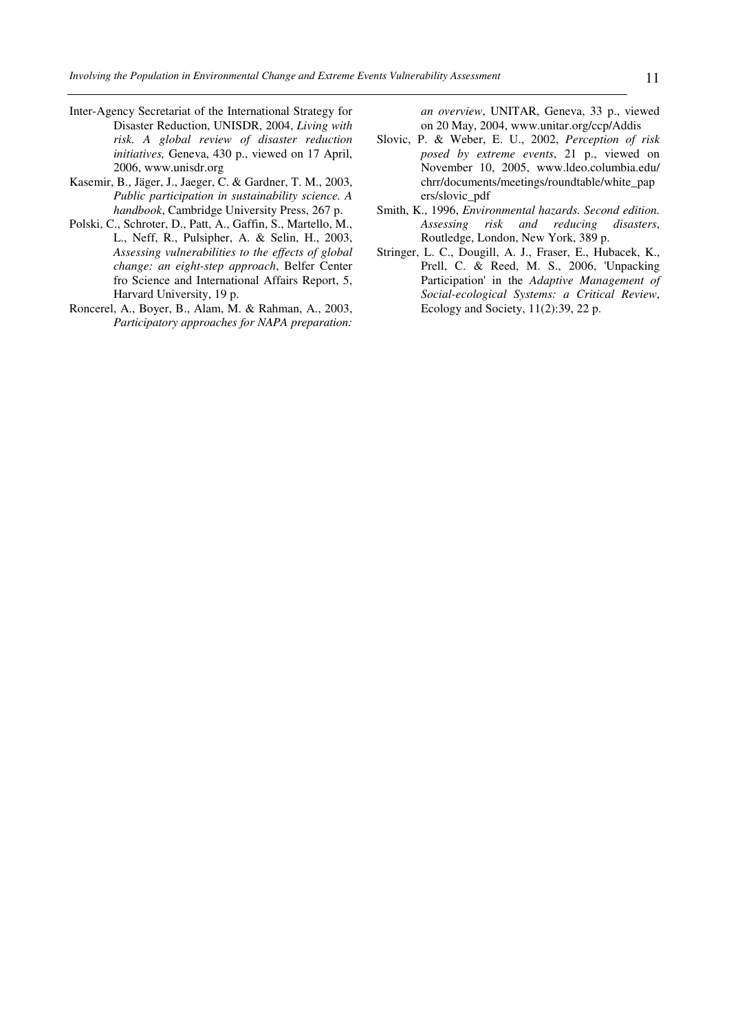Inter-Agency Secretariat of the International Strategy for Disaster Reduction, UNISDR, 2004, *Living with risk. A global review of disaster reduction initiatives,* Geneva, 430 p., viewed on 17 April, 2006, www.unisdr.org

Kasemir, B., Jäger, J., Jaeger, C. & Gardner, T. M., 2003, *Public participation in sustainability science. A handbook*, Cambridge University Press, 267 p.

Polski, C., Schroter, D., Patt, A., Gaffin, S., Martello, M., L., Neff, R., Pulsipher, A. & Selin, H., 2003, *Assessing vulnerabilities to the effects of global change: an eight-step approach*, Belfer Center fro Science and International Affairs Report, 5, Harvard University, 19 p.

Roncerel, A., Boyer, B., Alam, M. & Rahman, A., 2003, *Participatory approaches for NAPA preparation: an overview*, UNITAR, Geneva, 33 p., viewed on 20 May, 2004, www.unitar.org/ccp/Addis

Slovic, P. & Weber, E. U., 2002, *Perception of risk posed by extreme events*, 21 p., viewed on November 10, 2005, www.ldeo.columbia.edu/chrr/documents/meetings/roundtable/white_papers/slovic_pdf

Smith, K., 1996, *Environmental hazards. Second edition. Assessing risk and reducing disasters*, Routledge, London, New York, 389 p.

Stringer, L. C., Dougill, A. J., Fraser, E., Hubacek, K., Prell, C. & Reed, M. S., 2006, 'Unpacking Participation' in the *Adaptive Management of Social-ecological Systems: a Critical Review*, Ecology and Society, 11(2):39, 22 p.